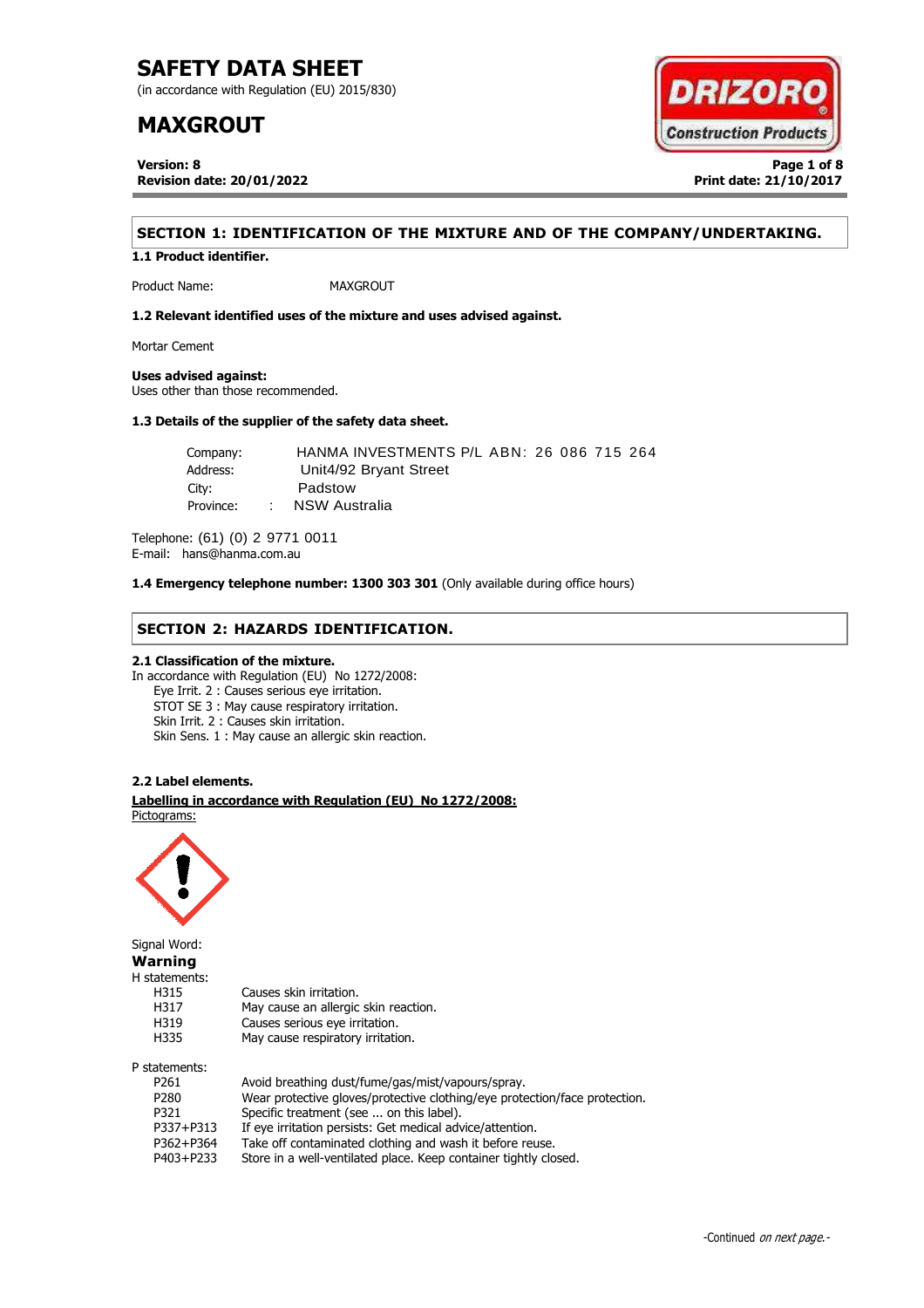# SAFETY DATA SHEET

(in accordance with Regulation (EU) 2015/830)

# MAXGROUT

**Version: 8**
**Revision date: 20/01/2022**

**Print date: 21/10/2017**

## SECTION 1: IDENTIFICATION OF THE MIXTURE AND OF THE COMPANY/UNDERTAKING.

**1.1 Product identifier.**

Product Name: MAXGROUT

**1.2 Relevant identified uses of the mixture and uses advised against.**

Mortar Cement

**Uses advised against:**
Uses other than those recommended.

**1.3 Details of the supplier of the safety data sheet.**

Company: HANMA INVESTMENTS P/L ABN: 26 086 715 264
Address: Unit4/92 Bryant Street
City: Padstow
Province: NSW Australia

Telephone: (61) (0) 2 9771 0011
E-mail: hans@hanma.com.au

**1.4 Emergency telephone number: 1300 303 301** (Only available during office hours)

## SECTION 2: HAZARDS IDENTIFICATION.

**2.1 Classification of the mixture.**

In accordance with Regulation (EU) No 1272/2008:

- Eye Irrit. 2 : Causes serious eye irritation.
- STOT SE 3 : May cause respiratory irritation.
- Skin Irrit. 2 : Causes skin irritation.
- Skin Sens. 1 : May cause an allergic skin reaction.

**2.2 Label elements.**

**Labelling in accordance with Regulation (EU) No 1272/2008:**

Pictograms:

Signal Word:
**Warning**

H statements:

| | |
|---|---|
| H315 | Causes skin irritation. |
| H317 | May cause an allergic skin reaction. |
| H319 | Causes serious eye irritation. |
| H335 | May cause respiratory irritation. |

P statements:

| | |
|---|---|
| P261 | Avoid breathing dust/fume/gas/mist/vapours/spray. |
| P280 | Wear protective gloves/protective clothing/eye protection/face protection. |
| P321 | Specific treatment (see ... on this label). |
| P337+P313 | If eye irritation persists: Get medical advice/attention. |
| P362+P364 | Take off contaminated clothing and wash it before reuse. |
| P403+P233 | Store in a well-ventilated place. Keep container tightly closed. |

-Continued *on next page.*-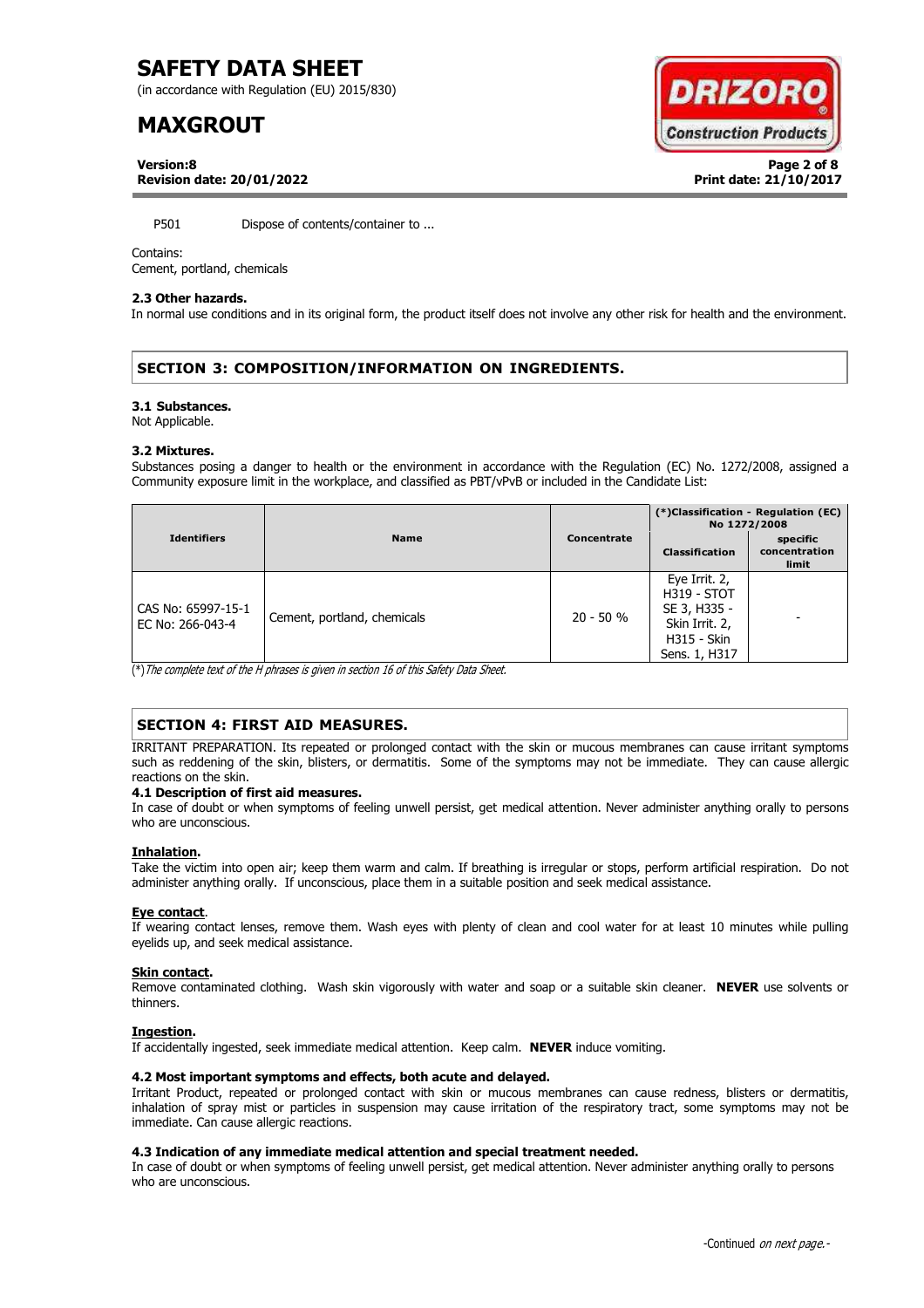P501 Dispose of contents/container to ...

Contains:
Cement, portland, chemicals

**2.3 Other hazards.**
In normal use conditions and in its original form, the product itself does not involve any other risk for health and the environment.

## SECTION 3: COMPOSITION/INFORMATION ON INGREDIENTS.

**3.1 Substances.**
Not Applicable.

**3.2 Mixtures.**
Substances posing a danger to health or the environment in accordance with the Regulation (EC) No. 1272/2008, assigned a Community exposure limit in the workplace, and classified as PBT/vPvB or included in the Candidate List:

| Identifiers | Name | Concentrate | (*)Classification - Regulation (EC) No 1272/2008 | |
|---|---|---|---|---|
| | | | Classification | specific concentration limit |
| CAS No: 65997-15-1<br>EC No: 266-043-4 | Cement, portland, chemicals | 20 - 50 % | Eye Irrit. 2, H319 - STOT SE 3, H335 - Skin Irrit. 2, H315 - Skin Sens. 1, H317 | - |

(*) *The complete text of the H phrases is given in section 16 of this Safety Data Sheet.*

## SECTION 4: FIRST AID MEASURES.

IRRITANT PREPARATION. Its repeated or prolonged contact with the skin or mucous membranes can cause irritant symptoms such as reddening of the skin, blisters, or dermatitis. Some of the symptoms may not be immediate. They can cause allergic reactions on the skin.

**4.1 Description of first aid measures.**
In case of doubt or when symptoms of feeling unwell persist, get medical attention. Never administer anything orally to persons who are unconscious.

**Inhalation.**
Take the victim into open air; keep them warm and calm. If breathing is irregular or stops, perform artificial respiration. Do not administer anything orally. If unconscious, place them in a suitable position and seek medical assistance.

**Eye contact.**
If wearing contact lenses, remove them. Wash eyes with plenty of clean and cool water for at least 10 minutes while pulling eyelids up, and seek medical assistance.

**Skin contact.**
Remove contaminated clothing. Wash skin vigorously with water and soap or a suitable skin cleaner. **NEVER** use solvents or thinners.

**Ingestion.**
If accidentally ingested, seek immediate medical attention. Keep calm. **NEVER** induce vomiting.

**4.2 Most important symptoms and effects, both acute and delayed.**
Irritant Product, repeated or prolonged contact with skin or mucous membranes can cause redness, blisters or dermatitis, inhalation of spray mist or particles in suspension may cause irritation of the respiratory tract, some symptoms may not be immediate. Can cause allergic reactions.

**4.3 Indication of any immediate medical attention and special treatment needed.**
In case of doubt or when symptoms of feeling unwell persist, get medical attention. Never administer anything orally to persons who are unconscious.

-Continued *on next page.*-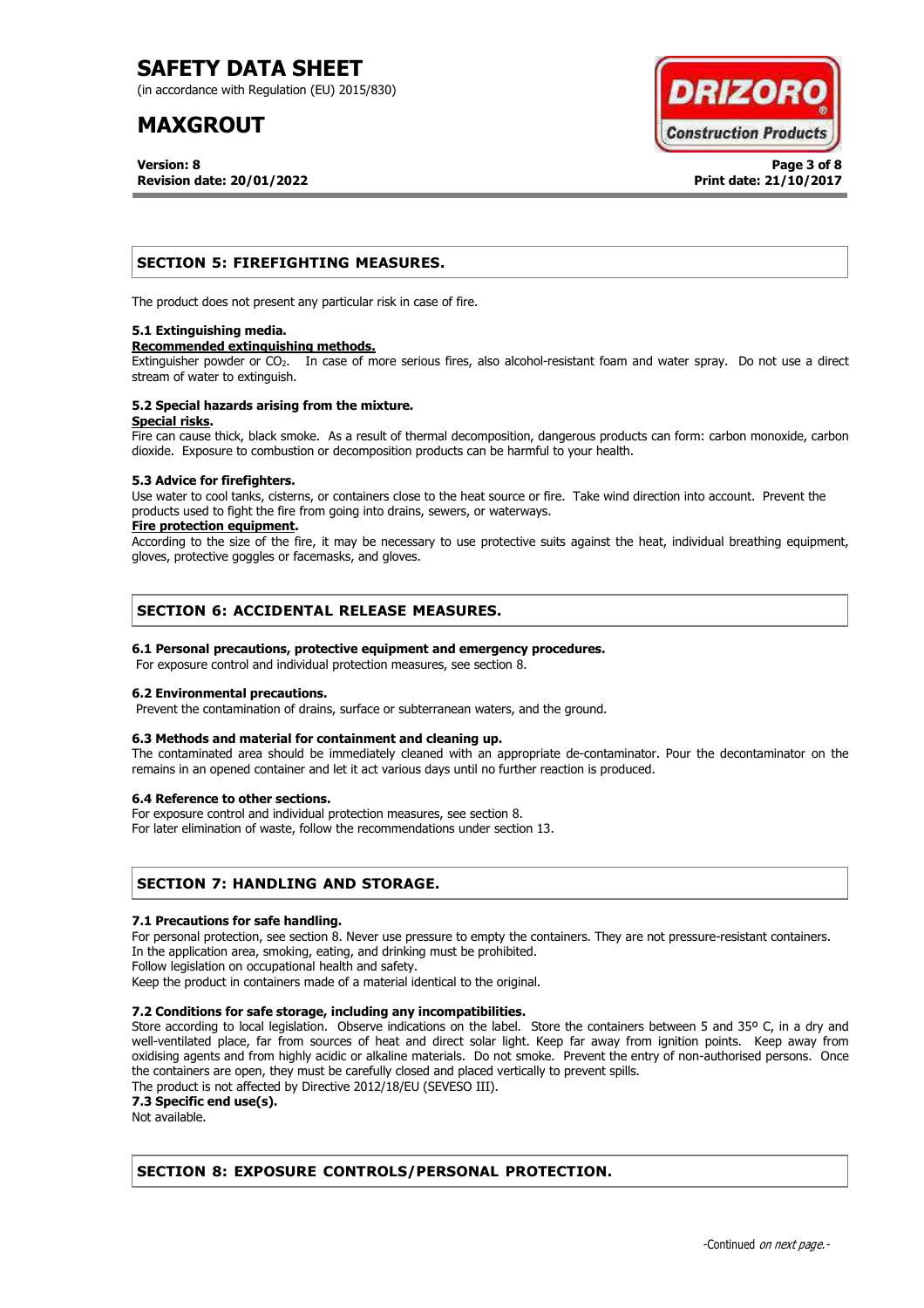## SECTION 5: FIREFIGHTING MEASURES.

The product does not present any particular risk in case of fire.

### 5.1 Extinguishing media.

**Recommended extinguishing methods.**

Extinguisher powder or $CO_2$. In case of more serious fires, also alcohol-resistant foam and water spray. Do not use a direct stream of water to extinguish.

### 5.2 Special hazards arising from the mixture.

**Special risks.**

Fire can cause thick, black smoke. As a result of thermal decomposition, dangerous products can form: carbon monoxide, carbon dioxide. Exposure to combustion or decomposition products can be harmful to your health.

### 5.3 Advice for firefighters.

Use water to cool tanks, cisterns, or containers close to the heat source or fire. Take wind direction into account. Prevent the products used to fight the fire from going into drains, sewers, or waterways.

**Fire protection equipment.**

According to the size of the fire, it may be necessary to use protective suits against the heat, individual breathing equipment, gloves, protective goggles or facemasks, and gloves.

## SECTION 6: ACCIDENTAL RELEASE MEASURES.

### 6.1 Personal precautions, protective equipment and emergency procedures.

For exposure control and individual protection measures, see section 8.

### 6.2 Environmental precautions.

Prevent the contamination of drains, surface or subterranean waters, and the ground.

### 6.3 Methods and material for containment and cleaning up.

The contaminated area should be immediately cleaned with an appropriate de-contaminator. Pour the decontaminator on the remains in an opened container and let it act various days until no further reaction is produced.

### 6.4 Reference to other sections.

For exposure control and individual protection measures, see section 8.
For later elimination of waste, follow the recommendations under section 13.

## SECTION 7: HANDLING AND STORAGE.

### 7.1 Precautions for safe handling.

For personal protection, see section 8. Never use pressure to empty the containers. They are not pressure-resistant containers.
In the application area, smoking, eating, and drinking must be prohibited.
Follow legislation on occupational health and safety.
Keep the product in containers made of a material identical to the original.

### 7.2 Conditions for safe storage, including any incompatibilities.

Store according to local legislation. Observe indications on the label. Store the containers between 5 and 35º C, in a dry and well-ventilated place, far from sources of heat and direct solar light. Keep far away from ignition points. Keep away from oxidising agents and from highly acidic or alkaline materials. Do not smoke. Prevent the entry of non-authorised persons. Once the containers are open, they must be carefully closed and placed vertically to prevent spills.
The product is not affected by Directive 2012/18/EU (SEVESO III).

### 7.3 Specific end use(s).

Not available.

## SECTION 8: EXPOSURE CONTROLS/PERSONAL PROTECTION.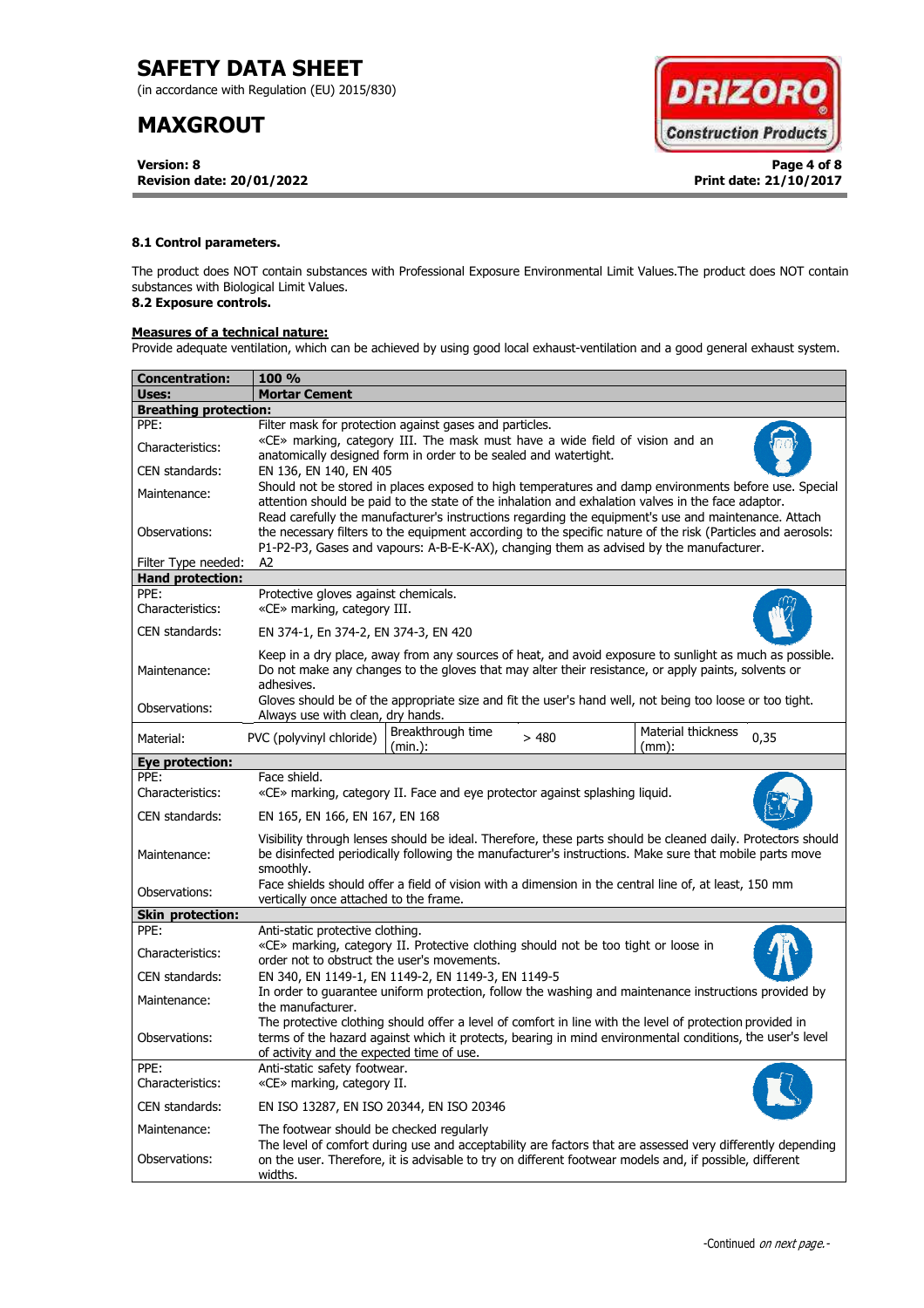**8.1 Control parameters.**

The product does NOT contain substances with Professional Exposure Environmental Limit Values.The product does NOT contain substances with Biological Limit Values.

**8.2 Exposure controls.**

**Measures of a technical nature:**

Provide adequate ventilation, which can be achieved by using good local exhaust-ventilation and a good general exhaust system.

| **Concentration:** | **100 %** | | | | |
|---|---|---|---|---|---|
| **Uses:** | **Mortar Cement** | | | | |
| **Breathing protection:** | | | | | |
| PPE: | Filter mask for protection against gases and particles. | | | | |
| Characteristics: | «CE» marking, category III. The mask must have a wide field of vision and an anatomically designed form in order to be sealed and watertight. | | | | |
| CEN standards: | EN 136, EN 140, EN 405 | | | | |
| Maintenance: | Should not be stored in places exposed to high temperatures and damp environments before use. Special attention should be paid to the state of the inhalation and exhalation valves in the face adaptor. | | | | |
| Observations: | Read carefully the manufacturer's instructions regarding the equipment's use and maintenance. Attach the necessary filters to the equipment according to the specific nature of the risk (Particles and aerosols: P1-P2-P3, Gases and vapours: A-B-E-K-AX), changing them as advised by the manufacturer. | | | | |
| Filter Type needed: | A2 | | | | |
| **Hand protection:** | | | | | |
| PPE: | Protective gloves against chemicals. | | | | |
| Characteristics: | «CE» marking, category III. | | | | |
| CEN standards: | EN 374-1, En 374-2, EN 374-3, EN 420 | | | | |
| Maintenance: | Keep in a dry place, away from any sources of heat, and avoid exposure to sunlight as much as possible. Do not make any changes to the gloves that may alter their resistance, or apply paints, solvents or adhesives. | | | | |
| Observations: | Gloves should be of the appropriate size and fit the user's hand well, not being too loose or too tight. Always use with clean, dry hands. | | | | |
| Material: | PVC (polyvinyl chloride) | Breakthrough time (min.): | > 480 | Material thickness (mm): | 0,35 |
| **Eye protection:** | | | | | |
| PPE: | Face shield. | | | | |
| Characteristics: | «CE» marking, category II. Face and eye protector against splashing liquid. | | | | |
| CEN standards: | EN 165, EN 166, EN 167, EN 168 | | | | |
| Maintenance: | Visibility through lenses should be ideal. Therefore, these parts should be cleaned daily. Protectors should be disinfected periodically following the manufacturer's instructions. Make sure that mobile parts move smoothly. | | | | |
| Observations: | Face shields should offer a field of vision with a dimension in the central line of, at least, 150 mm vertically once attached to the frame. | | | | |
| **Skin protection:** | | | | | |
| PPE: | Anti-static protective clothing. | | | | |
| Characteristics: | «CE» marking, category II. Protective clothing should not be too tight or loose in order not to obstruct the user's movements. | | | | |
| CEN standards: | EN 340, EN 1149-1, EN 1149-2, EN 1149-3, EN 1149-5 | | | | |
| Maintenance: | In order to guarantee uniform protection, follow the washing and maintenance instructions provided by the manufacturer. | | | | |
| Observations: | The protective clothing should offer a level of comfort in line with the level of protection provided in terms of the hazard against which it protects, bearing in mind environmental conditions, the user's level of activity and the expected time of use. | | | | |
| PPE: | Anti-static safety footwear. | | | | |
| Characteristics: | «CE» marking, category II. | | | | |
| CEN standards: | EN ISO 13287, EN ISO 20344, EN ISO 20346 | | | | |
| Maintenance: | The footwear should be checked regularly | | | | |
| Observations: | The level of comfort during use and acceptability are factors that are assessed very differently depending on the user. Therefore, it is advisable to try on different footwear models and, if possible, different widths. | | | | |

-Continued *on next page.*-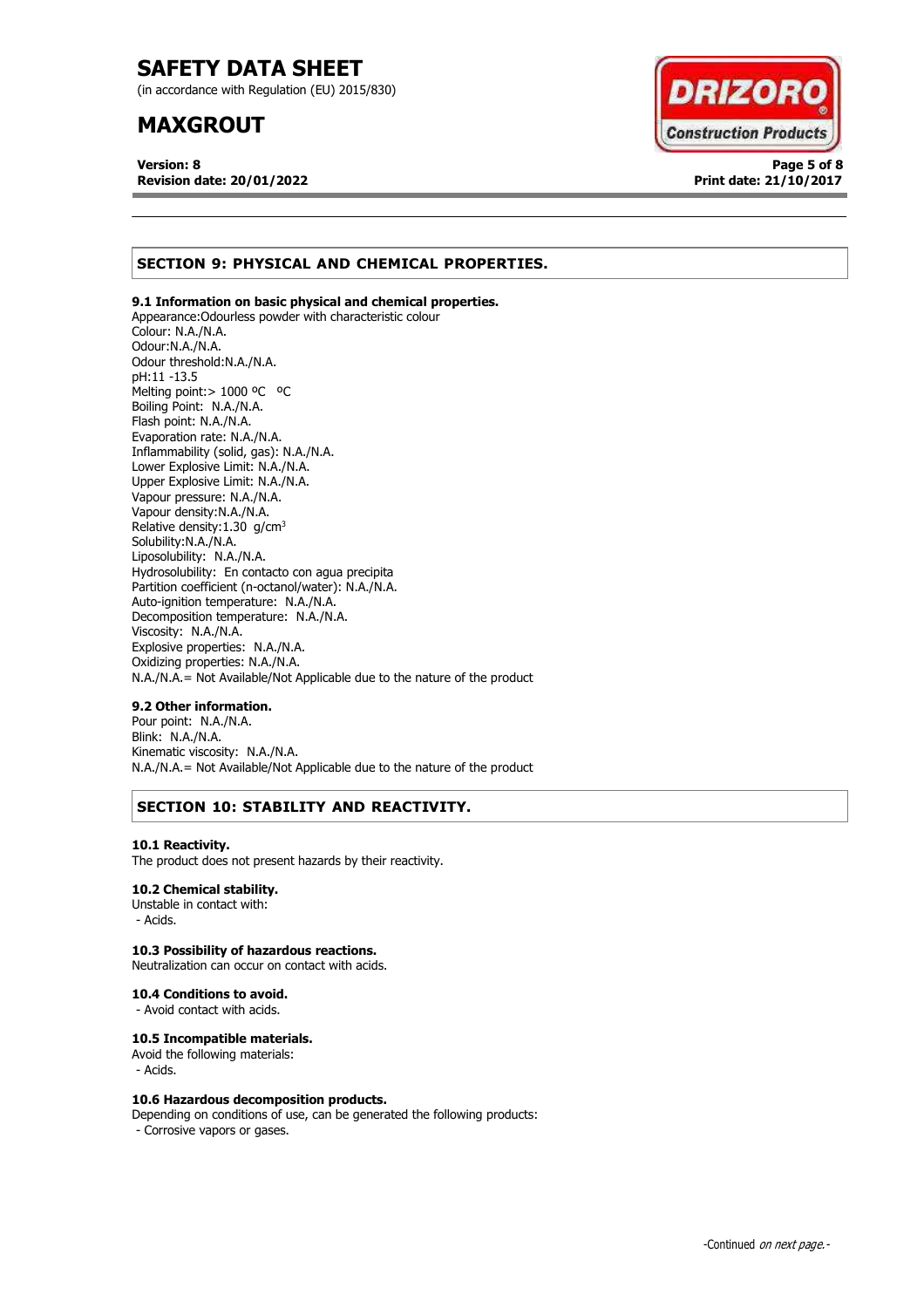## SECTION 9: PHYSICAL AND CHEMICAL PROPERTIES.

**9.1 Information on basic physical and chemical properties.**

Appearance:Odourless powder with characteristic colour
Colour: N.A./N.A.
Odour:N.A./N.A.
Odour threshold:N.A./N.A.
pH:11 -13.5
Melting point:> 1000 ºC ºC
Boiling Point: N.A./N.A.
Flash point: N.A./N.A.
Evaporation rate: N.A./N.A.
Inflammability (solid, gas): N.A./N.A.
Lower Explosive Limit: N.A./N.A.
Upper Explosive Limit: N.A./N.A.
Vapour pressure: N.A./N.A.
Vapour density:N.A./N.A.
Relative density:1.30 g/cm$^3$
Solubility:N.A./N.A.
Liposolubility: N.A./N.A.
Hydrosolubility: En contacto con agua precipita
Partition coefficient (n-octanol/water): N.A./N.A.
Auto-ignition temperature: N.A./N.A.
Decomposition temperature: N.A./N.A.
Viscosity: N.A./N.A.
Explosive properties: N.A./N.A.
Oxidizing properties: N.A./N.A.
N.A./N.A.= Not Available/Not Applicable due to the nature of the product

**9.2 Other information.**

Pour point: N.A./N.A.
Blink: N.A./N.A.
Kinematic viscosity: N.A./N.A.
N.A./N.A.= Not Available/Not Applicable due to the nature of the product

## SECTION 10: STABILITY AND REACTIVITY.

**10.1 Reactivity.**

The product does not present hazards by their reactivity.

**10.2 Chemical stability.**

Unstable in contact with:
- Acids.

**10.3 Possibility of hazardous reactions.**

Neutralization can occur on contact with acids.

**10.4 Conditions to avoid.**

- Avoid contact with acids.

**10.5 Incompatible materials.**

Avoid the following materials:
- Acids.

**10.6 Hazardous decomposition products.**

Depending on conditions of use, can be generated the following products:
- Corrosive vapors or gases.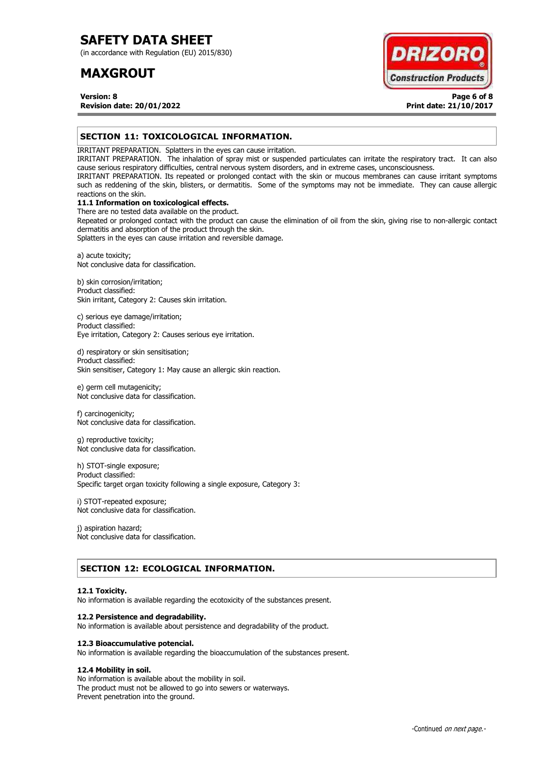## SECTION 11: TOXICOLOGICAL INFORMATION.

IRRITANT PREPARATION. Splatters in the eyes can cause irritation.
IRRITANT PREPARATION. The inhalation of spray mist or suspended particulates can irritate the respiratory tract. It can also cause serious respiratory difficulties, central nervous system disorders, and in extreme cases, unconsciousness.
IRRITANT PREPARATION. Its repeated or prolonged contact with the skin or mucous membranes can cause irritant symptoms such as reddening of the skin, blisters, or dermatitis. Some of the symptoms may not be immediate. They can cause allergic reactions on the skin.

**11.1 Information on toxicological effects.**

There are no tested data available on the product.
Repeated or prolonged contact with the product can cause the elimination of oil from the skin, giving rise to non-allergic contact dermatitis and absorption of the product through the skin.
Splatters in the eyes can cause irritation and reversible damage.

a) acute toxicity;
Not conclusive data for classification.

b) skin corrosion/irritation;
Product classified:
Skin irritant, Category 2: Causes skin irritation.

c) serious eye damage/irritation;
Product classified:
Eye irritation, Category 2: Causes serious eye irritation.

d) respiratory or skin sensitisation;
Product classified:
Skin sensitiser, Category 1: May cause an allergic skin reaction.

e) germ cell mutagenicity;
Not conclusive data for classification.

f) carcinogenicity;
Not conclusive data for classification.

g) reproductive toxicity;
Not conclusive data for classification.

h) STOT-single exposure;
Product classified:
Specific target organ toxicity following a single exposure, Category 3:

i) STOT-repeated exposure;
Not conclusive data for classification.

j) aspiration hazard;
Not conclusive data for classification.

## SECTION 12: ECOLOGICAL INFORMATION.

**12.1 Toxicity.**

No information is available regarding the ecotoxicity of the substances present.

**12.2 Persistence and degradability.**

No information is available about persistence and degradability of the product.

**12.3 Bioaccumulative potencial.**

No information is available regarding the bioaccumulation of the substances present.

**12.4 Mobility in soil.**

No information is available about the mobility in soil.
The product must not be allowed to go into sewers or waterways.
Prevent penetration into the ground.

-Continued *on next page.*-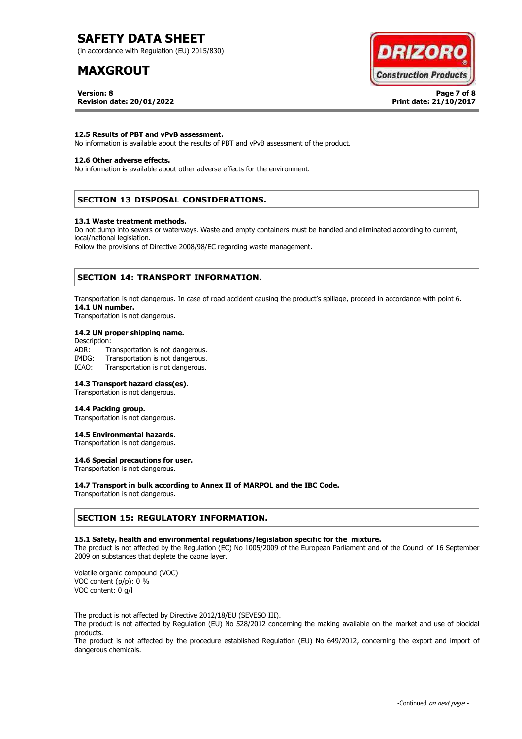#### 12.5 Results of PBT and vPvB assessment.

No information is available about the results of PBT and vPvB assessment of the product.

#### 12.6 Other adverse effects.

No information is available about other adverse effects for the environment.

## SECTION 13 DISPOSAL CONSIDERATIONS.

#### 13.1 Waste treatment methods.

Do not dump into sewers or waterways. Waste and empty containers must be handled and eliminated according to current, local/national legislation.

Follow the provisions of Directive 2008/98/EC regarding waste management.

## SECTION 14: TRANSPORT INFORMATION.

Transportation is not dangerous. In case of road accident causing the product's spillage, proceed in accordance with point 6.

#### 14.1 UN number.

Transportation is not dangerous.

#### 14.2 UN proper shipping name.

Description:

ADR: Transportation is not dangerous.
IMDG: Transportation is not dangerous.
ICAO: Transportation is not dangerous.

#### 14.3 Transport hazard class(es).

Transportation is not dangerous.

#### 14.4 Packing group.

Transportation is not dangerous.

#### 14.5 Environmental hazards.

Transportation is not dangerous.

#### 14.6 Special precautions for user.

Transportation is not dangerous.

#### 14.7 Transport in bulk according to Annex II of MARPOL and the IBC Code.

Transportation is not dangerous.

## SECTION 15: REGULATORY INFORMATION.

#### 15.1 Safety, health and environmental regulations/legislation specific for the mixture.

The product is not affected by the Regulation (EC) No 1005/2009 of the European Parliament and of the Council of 16 September 2009 on substances that deplete the ozone layer.

Volatile organic compound (VOC)
VOC content (p/p): 0 %
VOC content: 0 g/l

The product is not affected by Directive 2012/18/EU (SEVESO III).

The product is not affected by Regulation (EU) No 528/2012 concerning the making available on the market and use of biocidal products.

The product is not affected by the procedure established Regulation (EU) No 649/2012, concerning the export and import of dangerous chemicals.

-Continued *on next page.*-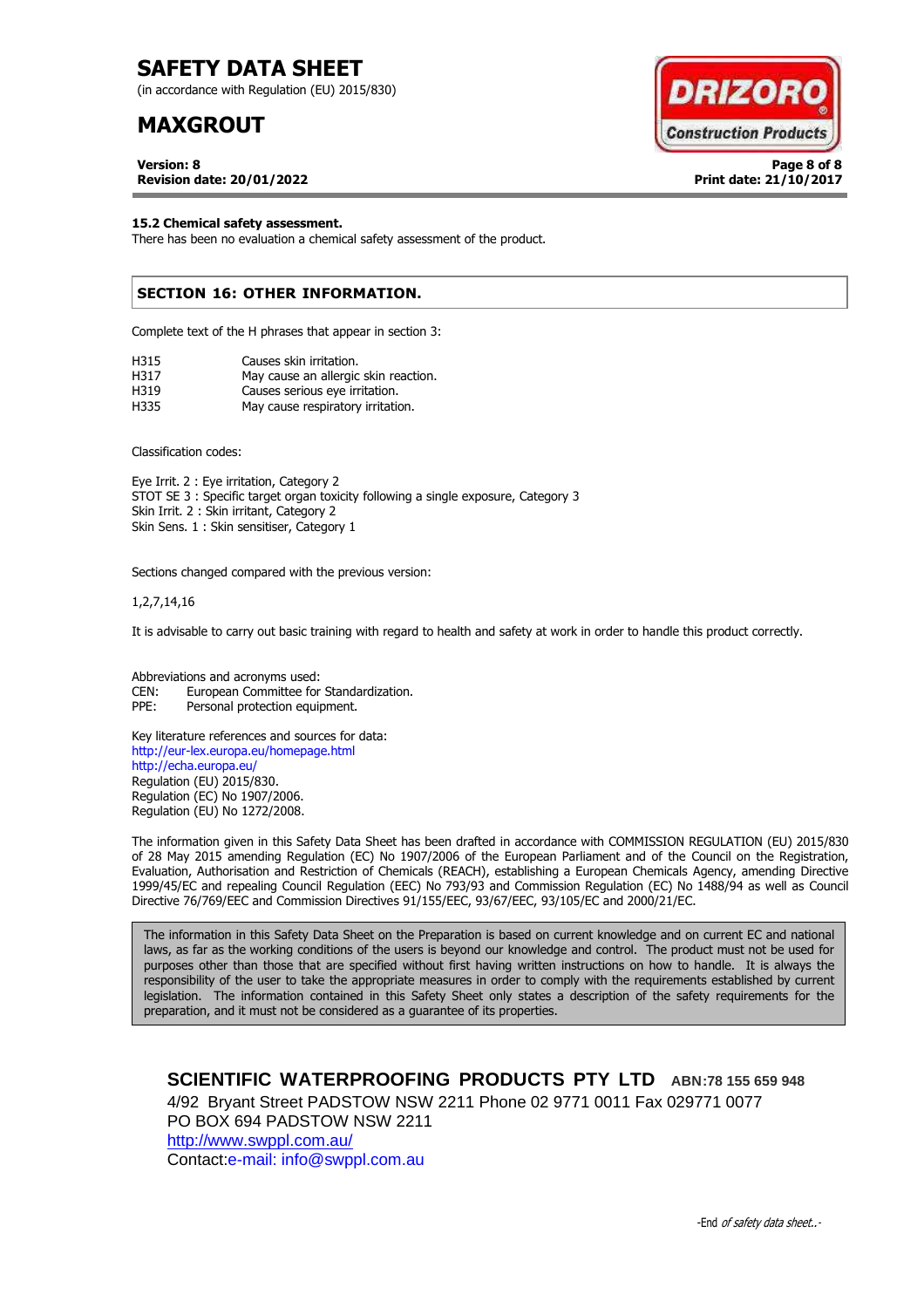### 15.2 Chemical safety assessment.

There has been no evaluation a chemical safety assessment of the product.

## SECTION 16: OTHER INFORMATION.

Complete text of the H phrases that appear in section 3:

| | |
|---|---|
| H315 | Causes skin irritation. |
| H317 | May cause an allergic skin reaction. |
| H319 | Causes serious eye irritation. |
| H335 | May cause respiratory irritation. |

Classification codes:

Eye Irrit. 2 : Eye irritation, Category 2
STOT SE 3 : Specific target organ toxicity following a single exposure, Category 3
Skin Irrit. 2 : Skin irritant, Category 2
Skin Sens. 1 : Skin sensitiser, Category 1

Sections changed compared with the previous version:

1,2,7,14,16

It is advisable to carry out basic training with regard to health and safety at work in order to handle this product correctly.

Abbreviations and acronyms used:
CEN: European Committee for Standardization.
PPE: Personal protection equipment.

Key literature references and sources for data:
http://eur-lex.europa.eu/homepage.html
http://echa.europa.eu/
Regulation (EU) 2015/830.
Regulation (EC) No 1907/2006.
Regulation (EU) No 1272/2008.

The information given in this Safety Data Sheet has been drafted in accordance with COMMISSION REGULATION (EU) 2015/830 of 28 May 2015 amending Regulation (EC) No 1907/2006 of the European Parliament and of the Council on the Registration, Evaluation, Authorisation and Restriction of Chemicals (REACH), establishing a European Chemicals Agency, amending Directive 1999/45/EC and repealing Council Regulation (EEC) No 793/93 and Commission Regulation (EC) No 1488/94 as well as Council Directive 76/769/EEC and Commission Directives 91/155/EEC, 93/67/EEC, 93/105/EC and 2000/21/EC.

The information in this Safety Data Sheet on the Preparation is based on current knowledge and on current EC and national laws, as far as the working conditions of the users is beyond our knowledge and control. The product must not be used for purposes other than those that are specified without first having written instructions on how to handle. It is always the responsibility of the user to take the appropriate measures in order to comply with the requirements established by current legislation. The information contained in this Safety Sheet only states a description of the safety requirements for the preparation, and it must not be considered as a guarantee of its properties.

**SCIENTIFIC WATERPROOFING PRODUCTS PTY LTD** **ABN:78 155 659 948**
4/92 Bryant Street PADSTOW NSW 2211 Phone 02 9771 0011 Fax 029771 0077
PO BOX 694 PADSTOW NSW 2211
http://www.swppl.com.au/
Contact:e-mail: info@swppl.com.au

-End *of safety data sheet..*-